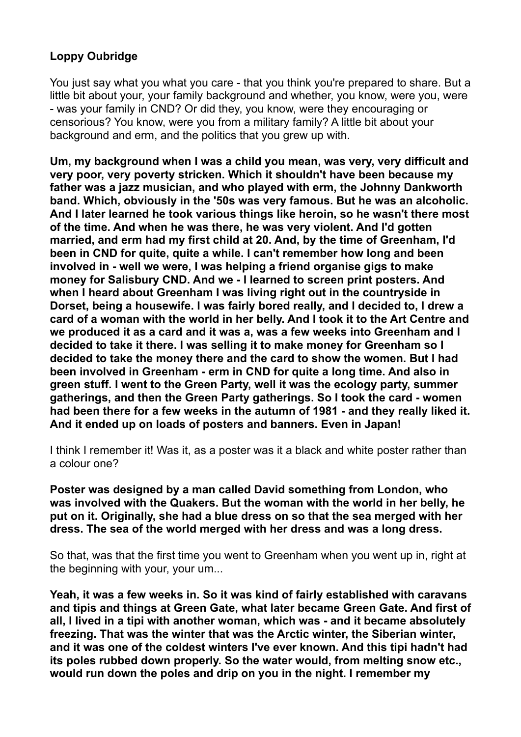**Loppy Oubridge**

You just say what you what you care - that you think you're prepared to share. But a little bit about your, your family background and whether, you know, were you, were - was your family in CND? Or did they, you know, were they encouraging or censorious? You know, were you from a military family? A little bit about your background and erm, and the politics that you grew up with.

**Um, my background when I was a child you mean, was very, very difficult and very poor, very poverty stricken. Which it shouldn't have been because my father was a jazz musician, and who played with erm, the Johnny Dankworth band. Which, obviously in the '50s was very famous. But he was an alcoholic. And I later learned he took various things like heroin, so he wasn't there most of the time. And when he was there, he was very violent. And I'd gotten married, and erm had my first child at 20. And, by the time of Greenham, I'd been in CND for quite, quite a while. I can't remember how long and been involved in - well we were, I was helping a friend organise gigs to make money for Salisbury CND. And we - I learned to screen print posters. And when I heard about Greenham I was living right out in the countryside in Dorset, being a housewife. I was fairly bored really, and I decided to, I drew a card of a woman with the world in her belly. And I took it to the Art Centre and we produced it as a card and it was a, was a few weeks into Greenham and I decided to take it there. I was selling it to make money for Greenham so I decided to take the money there and the card to show the women. But I had been involved in Greenham - erm in CND for quite a long time. And also in green stuff. I went to the Green Party, well it was the ecology party, summer gatherings, and then the Green Party gatherings. So I took the card - women had been there for a few weeks in the autumn of 1981 - and they really liked it. And it ended up on loads of posters and banners. Even in Japan!**

I think I remember it! Was it, as a poster was it a black and white poster rather than a colour one?

**Poster was designed by a man called David something from London, who was involved with the Quakers. But the woman with the world in her belly, he put on it. Originally, she had a blue dress on so that the sea merged with her dress. The sea of the world merged with her dress and was a long dress.**

So that, was that the first time you went to Greenham when you went up in, right at the beginning with your, your um...

**Yeah, it was a few weeks in. So it was kind of fairly established with caravans and tipis and things at Green Gate, what later became Green Gate. And first of all, I lived in a tipi with another woman, which was - and it became absolutely freezing. That was the winter that was the Arctic winter, the Siberian winter, and it was one of the coldest winters I've ever known. And this tipi hadn't had its poles rubbed down properly. So the water would, from melting snow etc., would run down the poles and drip on you in the night. I remember my**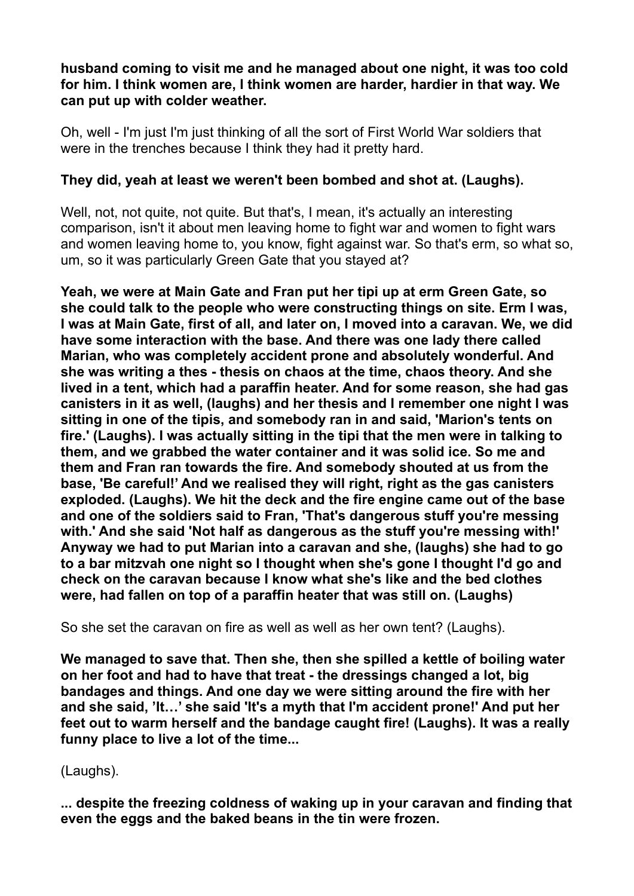**husband coming to visit me and he managed about one night, it was too cold for him. I think women are, I think women are harder, hardier in that way. We can put up with colder weather.**

Oh, well - I'm just I'm just thinking of all the sort of First World War soldiers that were in the trenches because I think they had it pretty hard.

**They did, yeah at least we weren't been bombed and shot at. (Laughs).**

Well, not, not quite, not quite. But that's, I mean, it's actually an interesting comparison, isn't it about men leaving home to fight war and women to fight wars and women leaving home to, you know, fight against war. So that's erm, so what so, um, so it was particularly Green Gate that you stayed at?

**Yeah, we were at Main Gate and Fran put her tipi up at erm Green Gate, so she could talk to the people who were constructing things on site. Erm I was, I was at Main Gate, first of all, and later on, I moved into a caravan. We, we did have some interaction with the base. And there was one lady there called Marian, who was completely accident prone and absolutely wonderful. And she was writing a thes - thesis on chaos at the time, chaos theory. And she lived in a tent, which had a paraffin heater. And for some reason, she had gas canisters in it as well, (laughs) and her thesis and I remember one night I was sitting in one of the tipis, and somebody ran in and said, 'Marion's tents on fire.' (Laughs). I was actually sitting in the tipi that the men were in talking to them, and we grabbed the water container and it was solid ice. So me and them and Fran ran towards the fire. And somebody shouted at us from the base, 'Be careful!' And we realised they will right, right as the gas canisters exploded. (Laughs). We hit the deck and the fire engine came out of the base and one of the soldiers said to Fran, 'That's dangerous stuff you're messing with.' And she said 'Not half as dangerous as the stuff you're messing with!' Anyway we had to put Marian into a caravan and she, (laughs) she had to go to a bar mitzvah one night so I thought when she's gone I thought I'd go and check on the caravan because I know what she's like and the bed clothes were, had fallen on top of a paraffin heater that was still on. (Laughs)**

So she set the caravan on fire as well as well as her own tent? (Laughs).

**We managed to save that. Then she, then she spilled a kettle of boiling water on her foot and had to have that treat - the dressings changed a lot, big bandages and things. And one day we were sitting around the fire with her and she said, 'It…' she said 'It's a myth that I'm accident prone!' And put her feet out to warm herself and the bandage caught fire! (Laughs). It was a really funny place to live a lot of the time...**

(Laughs).

**... despite the freezing coldness of waking up in your caravan and finding that even the eggs and the baked beans in the tin were frozen.**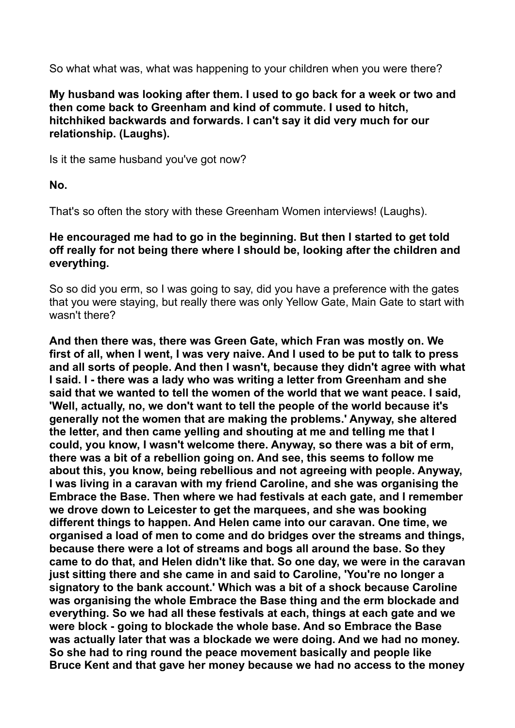So what what was, what was happening to your children when you were there?

**My husband was looking after them. I used to go back for a week or two and then come back to Greenham and kind of commute. I used to hitch, hitchhiked backwards and forwards. I can't say it did very much for our relationship. (Laughs).**

Is it the same husband you've got now?

**No.**

That's so often the story with these Greenham Women interviews! (Laughs).

**He encouraged me had to go in the beginning. But then I started to get told off really for not being there where I should be, looking after the children and everything.**

So so did you erm, so I was going to say, did you have a preference with the gates that you were staying, but really there was only Yellow Gate, Main Gate to start with wasn't there?

**And then there was, there was Green Gate, which Fran was mostly on. We first of all, when I went, I was very naive. And I used to be put to talk to press and all sorts of people. And then I wasn't, because they didn't agree with what I said. I - there was a lady who was writing a letter from Greenham and she said that we wanted to tell the women of the world that we want peace. I said, 'Well, actually, no, we don't want to tell the people of the world because it's generally not the women that are making the problems.' Anyway, she altered the letter, and then came yelling and shouting at me and telling me that I could, you know, I wasn't welcome there. Anyway, so there was a bit of erm, there was a bit of a rebellion going on. And see, this seems to follow me about this, you know, being rebellious and not agreeing with people. Anyway, I was living in a caravan with my friend Caroline, and she was organising the Embrace the Base. Then where we had festivals at each gate, and I remember we drove down to Leicester to get the marquees, and she was booking different things to happen. And Helen came into our caravan. One time, we organised a load of men to come and do bridges over the streams and things, because there were a lot of streams and bogs all around the base. So they came to do that, and Helen didn't like that. So one day, we were in the caravan just sitting there and she came in and said to Caroline, 'You're no longer a signatory to the bank account.' Which was a bit of a shock because Caroline was organising the whole Embrace the Base thing and the erm blockade and everything. So we had all these festivals at each, things at each gate and we were block - going to blockade the whole base. And so Embrace the Base was actually later that was a blockade we were doing. And we had no money. So she had to ring round the peace movement basically and people like Bruce Kent and that gave her money because we had no access to the money**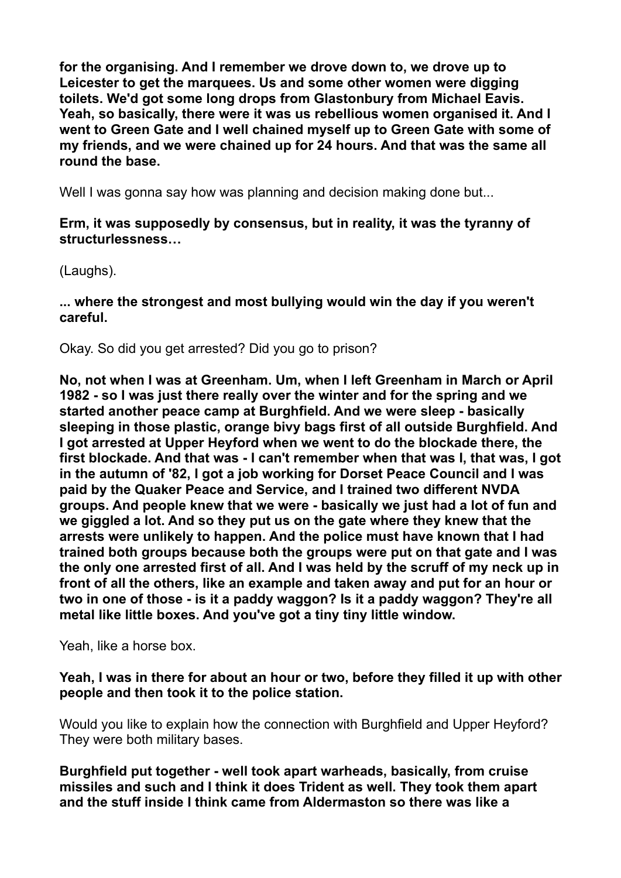**for the organising. And I remember we drove down to, we drove up to Leicester to get the marquees. Us and some other women were digging toilets. We'd got some long drops from Glastonbury from Michael Eavis. Yeah, so basically, there were it was us rebellious women organised it. And I went to Green Gate and I well chained myself up to Green Gate with some of my friends, and we were chained up for 24 hours. And that was the same all round the base.**

Well I was gonna say how was planning and decision making done but...

**Erm, it was supposedly by consensus, but in reality, it was the tyranny of structurlessness…**

(Laughs).

**... where the strongest and most bullying would win the day if you weren't careful.**

Okay. So did you get arrested? Did you go to prison?

**No, not when I was at Greenham. Um, when I left Greenham in March or April 1982 - so I was just there really over the winter and for the spring and we started another peace camp at Burghfield. And we were sleep - basically sleeping in those plastic, orange bivy bags first of all outside Burghfield. And I got arrested at Upper Heyford when we went to do the blockade there, the first blockade. And that was - I can't remember when that was I, that was, I got in the autumn of '82, I got a job working for Dorset Peace Council and I was paid by the Quaker Peace and Service, and I trained two different NVDA groups. And people knew that we were - basically we just had a lot of fun and we giggled a lot. And so they put us on the gate where they knew that the arrests were unlikely to happen. And the police must have known that I had trained both groups because both the groups were put on that gate and I was the only one arrested first of all. And I was held by the scruff of my neck up in front of all the others, like an example and taken away and put for an hour or two in one of those - is it a paddy waggon? Is it a paddy waggon? They're all metal like little boxes. And you've got a tiny tiny little window.**

Yeah, like a horse box.

**Yeah, I was in there for about an hour or two, before they filled it up with other people and then took it to the police station.**

Would you like to explain how the connection with Burghfield and Upper Heyford? They were both military bases.

**Burghfield put together - well took apart warheads, basically, from cruise missiles and such and I think it does Trident as well. They took them apart and the stuff inside I think came from Aldermaston so there was like a**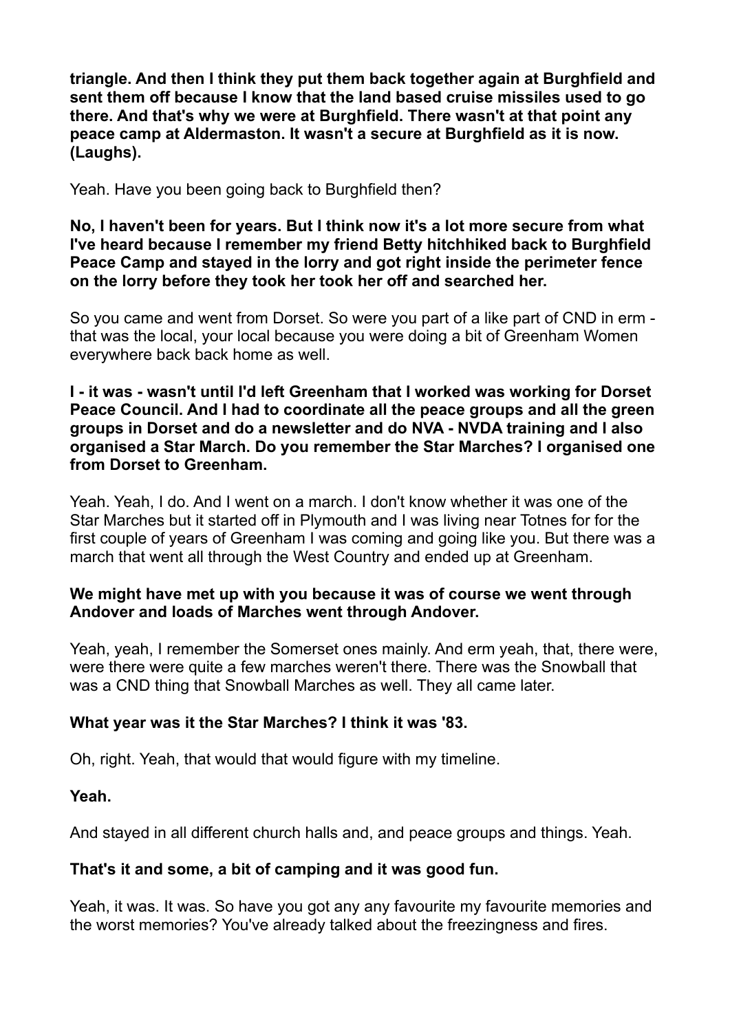**triangle. And then I think they put them back together again at Burghfield and sent them off because I know that the land based cruise missiles used to go there. And that's why we were at Burghfield. There wasn't at that point any peace camp at Aldermaston. It wasn't a secure at Burghfield as it is now. (Laughs).**

Yeah. Have you been going back to Burghfield then?

**No, I haven't been for years. But I think now it's a lot more secure from what I've heard because I remember my friend Betty hitchhiked back to Burghfield Peace Camp and stayed in the lorry and got right inside the perimeter fence on the lorry before they took her took her off and searched her.**

So you came and went from Dorset. So were you part of a like part of CND in erm - that was the local, your local because you were doing a bit of Greenham Women everywhere back back home as well.

**I - it was - wasn't until I'd left Greenham that I worked was working for Dorset Peace Council. And I had to coordinate all the peace groups and all the green groups in Dorset and do a newsletter and do NVA - NVDA training and I also organised a Star March. Do you remember the Star Marches? I organised one from Dorset to Greenham.**

Yeah. Yeah, I do. And I went on a march. I don't know whether it was one of the Star Marches but it started off in Plymouth and I was living near Totnes for for the first couple of years of Greenham I was coming and going like you. But there was a march that went all through the West Country and ended up at Greenham.

**We might have met up with you because it was of course we went through Andover and loads of Marches went through Andover.**

Yeah, yeah, I remember the Somerset ones mainly. And erm yeah, that, there were, were there were quite a few marches weren't there. There was the Snowball that was a CND thing that Snowball Marches as well. They all came later.

**What year was it the Star Marches? I think it was '83.**

Oh, right. Yeah, that would that would figure with my timeline.

**Yeah.**

And stayed in all different church halls and, and peace groups and things. Yeah.

**That's it and some, a bit of camping and it was good fun.**

Yeah, it was. It was. So have you got any any favourite my favourite memories and the worst memories? You've already talked about the freezingness and fires.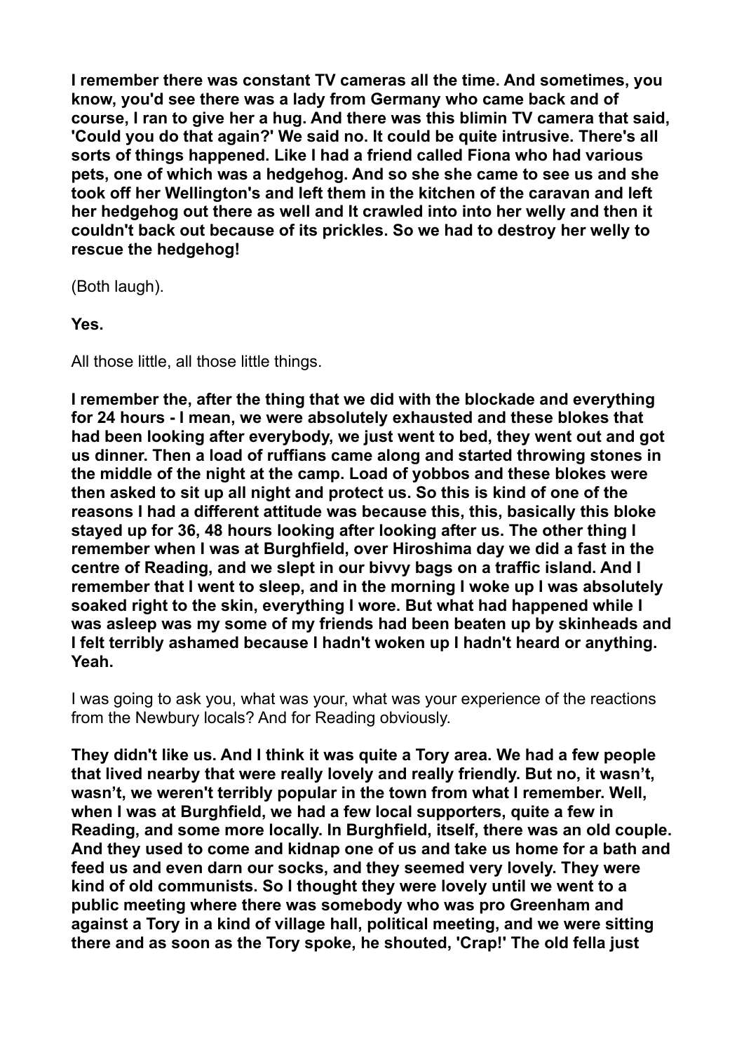**I remember there was constant TV cameras all the time. And sometimes, you know, you'd see there was a lady from Germany who came back and of course, I ran to give her a hug. And there was this blimin TV camera that said, 'Could you do that again?' We said no. It could be quite intrusive. There's all sorts of things happened. Like I had a friend called Fiona who had various pets, one of which was a hedgehog. And so she she came to see us and she took off her Wellington's and left them in the kitchen of the caravan and left her hedgehog out there as well and It crawled into into her welly and then it couldn't back out because of its prickles. So we had to destroy her welly to rescue the hedgehog!**

(Both laugh).

**Yes.**

All those little, all those little things.

**I remember the, after the thing that we did with the blockade and everything for 24 hours - I mean, we were absolutely exhausted and these blokes that had been looking after everybody, we just went to bed, they went out and got us dinner. Then a load of ruffians came along and started throwing stones in the middle of the night at the camp. Load of yobbos and these blokes were then asked to sit up all night and protect us. So this is kind of one of the reasons I had a different attitude was because this, this, basically this bloke stayed up for 36, 48 hours looking after looking after us. The other thing I remember when I was at Burghfield, over Hiroshima day we did a fast in the centre of Reading, and we slept in our bivvy bags on a traffic island. And I remember that I went to sleep, and in the morning I woke up I was absolutely soaked right to the skin, everything I wore. But what had happened while I was asleep was my some of my friends had been beaten up by skinheads and I felt terribly ashamed because I hadn't woken up I hadn't heard or anything. Yeah.**

I was going to ask you, what was your, what was your experience of the reactions from the Newbury locals? And for Reading obviously.

**They didn't like us. And I think it was quite a Tory area. We had a few people that lived nearby that were really lovely and really friendly. But no, it wasn't, wasn't, we weren't terribly popular in the town from what I remember. Well, when I was at Burghfield, we had a few local supporters, quite a few in Reading, and some more locally. In Burghfield, itself, there was an old couple. And they used to come and kidnap one of us and take us home for a bath and feed us and even darn our socks, and they seemed very lovely. They were kind of old communists. So I thought they were lovely until we went to a public meeting where there was somebody who was pro Greenham and against a Tory in a kind of village hall, political meeting, and we were sitting there and as soon as the Tory spoke, he shouted, 'Crap!' The old fella just**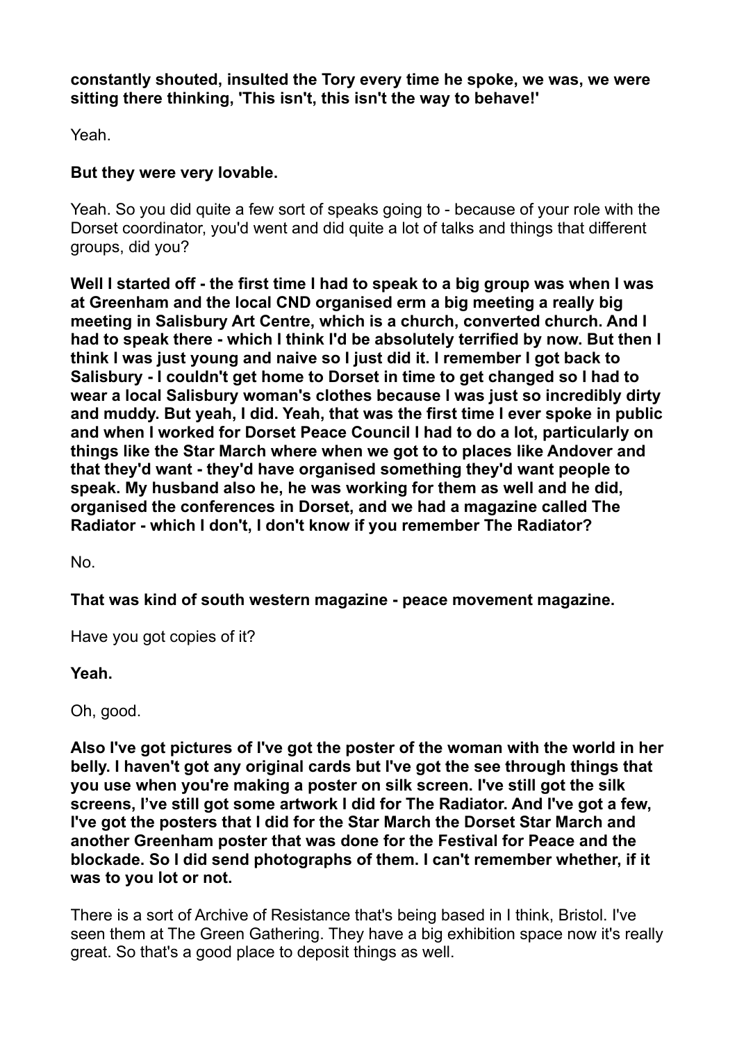**constantly shouted, insulted the Tory every time he spoke, we was, we were sitting there thinking, 'This isn't, this isn't the way to behave!'**

Yeah.

**But they were very lovable.**

Yeah. So you did quite a few sort of speaks going to - because of your role with the Dorset coordinator, you'd went and did quite a lot of talks and things that different groups, did you?

**Well I started off - the first time I had to speak to a big group was when I was at Greenham and the local CND organised erm a big meeting a really big meeting in Salisbury Art Centre, which is a church, converted church. And I had to speak there - which I think I'd be absolutely terrified by now. But then I think I was just young and naive so I just did it. I remember I got back to Salisbury - I couldn't get home to Dorset in time to get changed so I had to wear a local Salisbury woman's clothes because I was just so incredibly dirty and muddy. But yeah, I did. Yeah, that was the first time I ever spoke in public and when I worked for Dorset Peace Council I had to do a lot, particularly on things like the Star March where when we got to to places like Andover and that they'd want - they'd have organised something they'd want people to speak. My husband also he, he was working for them as well and he did, organised the conferences in Dorset, and we had a magazine called The Radiator - which I don't, I don't know if you remember The Radiator?**

No.

**That was kind of south western magazine - peace movement magazine.**

Have you got copies of it?

**Yeah.**

Oh, good.

**Also I've got pictures of I've got the poster of the woman with the world in her belly. I haven't got any original cards but I've got the see through things that you use when you're making a poster on silk screen. I've still got the silk screens, I've still got some artwork I did for The Radiator. And I've got a few, I've got the posters that I did for the Star March the Dorset Star March and another Greenham poster that was done for the Festival for Peace and the blockade. So I did send photographs of them. I can't remember whether, if it was to you lot or not.**

There is a sort of Archive of Resistance that's being based in I think, Bristol. I've seen them at The Green Gathering. They have a big exhibition space now it's really great. So that's a good place to deposit things as well.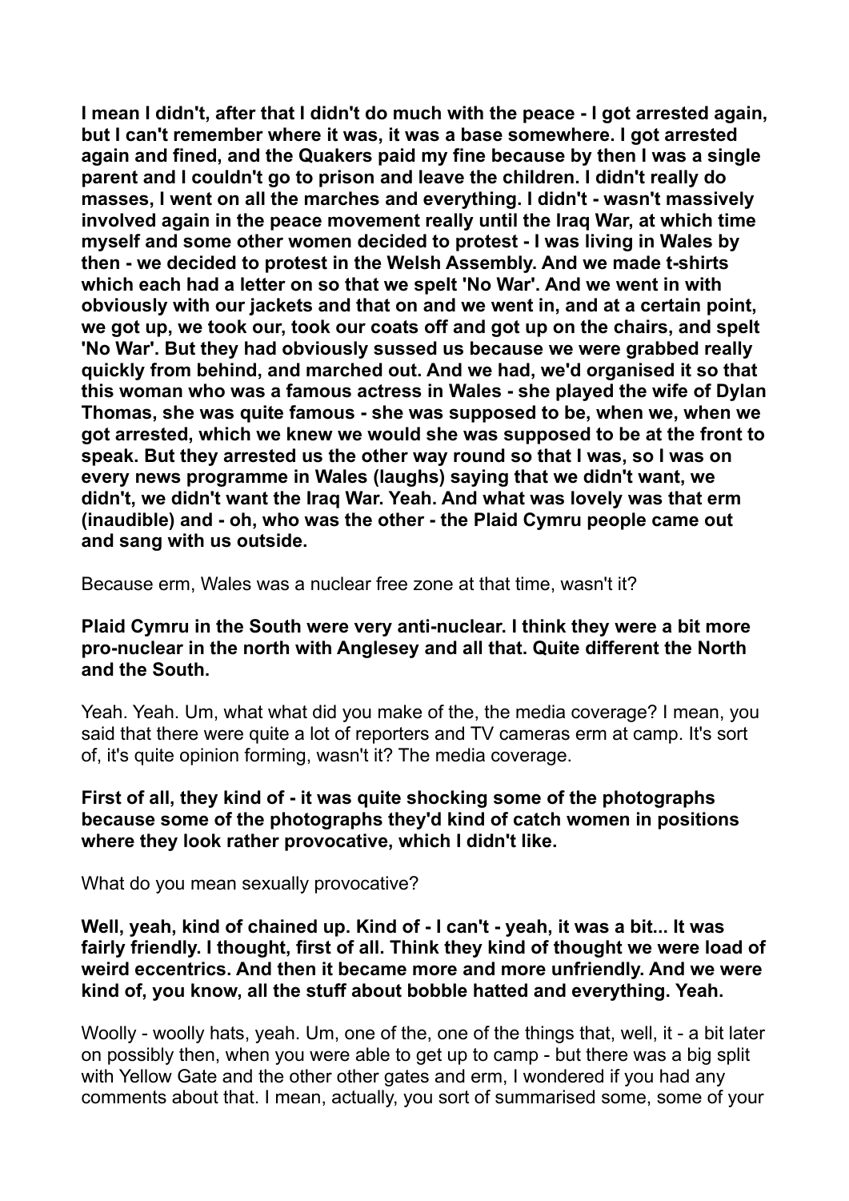**I mean I didn't, after that I didn't do much with the peace - I got arrested again, but I can't remember where it was, it was a base somewhere. I got arrested again and fined, and the Quakers paid my fine because by then I was a single parent and I couldn't go to prison and leave the children. I didn't really do masses, I went on all the marches and everything. I didn't - wasn't massively involved again in the peace movement really until the Iraq War, at which time myself and some other women decided to protest - I was living in Wales by then - we decided to protest in the Welsh Assembly. And we made t-shirts which each had a letter on so that we spelt 'No War'. And we went in with obviously with our jackets and that on and we went in, and at a certain point, we got up, we took our, took our coats off and got up on the chairs, and spelt 'No War'. But they had obviously sussed us because we were grabbed really quickly from behind, and marched out. And we had, we'd organised it so that this woman who was a famous actress in Wales - she played the wife of Dylan Thomas, she was quite famous - she was supposed to be, when we, when we got arrested, which we knew we would she was supposed to be at the front to speak. But they arrested us the other way round so that I was, so I was on every news programme in Wales (laughs) saying that we didn't want, we didn't, we didn't want the Iraq War. Yeah. And what was lovely was that erm (inaudible) and - oh, who was the other - the Plaid Cymru people came out and sang with us outside.**

Because erm, Wales was a nuclear free zone at that time, wasn't it?

**Plaid Cymru in the South were very anti-nuclear. I think they were a bit more pro-nuclear in the north with Anglesey and all that. Quite different the North and the South.**

Yeah. Yeah. Um, what what did you make of the, the media coverage? I mean, you said that there were quite a lot of reporters and TV cameras erm at camp. It's sort of, it's quite opinion forming, wasn't it? The media coverage.

**First of all, they kind of - it was quite shocking some of the photographs because some of the photographs they'd kind of catch women in positions where they look rather provocative, which I didn't like.**

What do you mean sexually provocative?

**Well, yeah, kind of chained up. Kind of - I can't - yeah, it was a bit... It was fairly friendly. I thought, first of all. Think they kind of thought we were load of weird eccentrics. And then it became more and more unfriendly. And we were kind of, you know, all the stuff about bobble hatted and everything. Yeah.**

Woolly - woolly hats, yeah. Um, one of the, one of the things that, well, it - a bit later on possibly then, when you were able to get up to camp - but there was a big split with Yellow Gate and the other other gates and erm, I wondered if you had any comments about that. I mean, actually, you sort of summarised some, some of your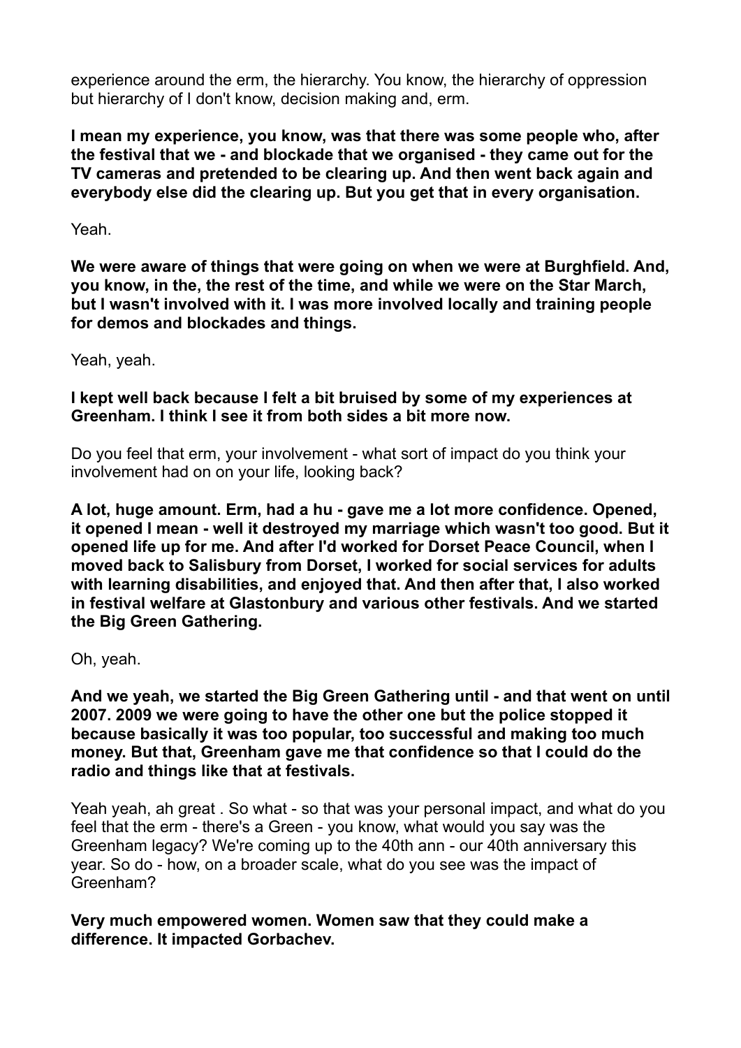experience around the erm, the hierarchy. You know, the hierarchy of oppression but hierarchy of I don't know, decision making and, erm.

**I mean my experience, you know, was that there was some people who, after the festival that we - and blockade that we organised - they came out for the TV cameras and pretended to be clearing up. And then went back again and everybody else did the clearing up. But you get that in every organisation.**

Yeah.

**We were aware of things that were going on when we were at Burghfield. And, you know, in the, the rest of the time, and while we were on the Star March, but I wasn't involved with it. I was more involved locally and training people for demos and blockades and things.**

Yeah, yeah.

**I kept well back because I felt a bit bruised by some of my experiences at Greenham. I think I see it from both sides a bit more now.**

Do you feel that erm, your involvement - what sort of impact do you think your involvement had on on your life, looking back?

**A lot, huge amount. Erm, had a hu - gave me a lot more confidence. Opened, it opened I mean - well it destroyed my marriage which wasn't too good. But it opened life up for me. And after I'd worked for Dorset Peace Council, when I moved back to Salisbury from Dorset, I worked for social services for adults with learning disabilities, and enjoyed that. And then after that, I also worked in festival welfare at Glastonbury and various other festivals. And we started the Big Green Gathering.**

Oh, yeah.

**And we yeah, we started the Big Green Gathering until - and that went on until 2007. 2009 we were going to have the other one but the police stopped it because basically it was too popular, too successful and making too much money. But that, Greenham gave me that confidence so that I could do the radio and things like that at festivals.**

Yeah yeah, ah great . So what - so that was your personal impact, and what do you feel that the erm - there's a Green - you know, what would you say was the Greenham legacy? We're coming up to the 40th ann - our 40th anniversary this year. So do - how, on a broader scale, what do you see was the impact of Greenham?

**Very much empowered women. Women saw that they could make a difference. It impacted Gorbachev.**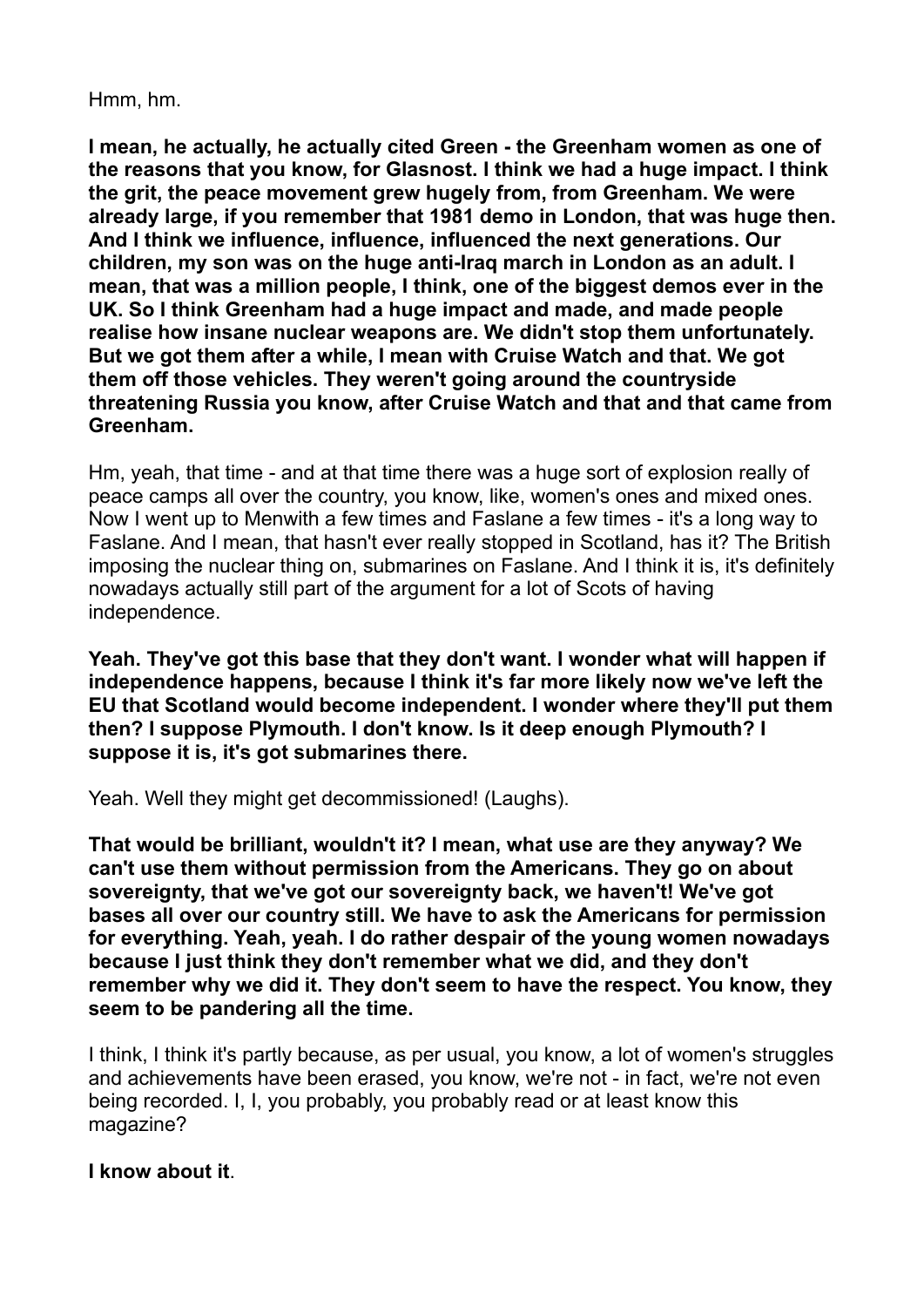Hmm, hm.

**I mean, he actually, he actually cited Green - the Greenham women as one of the reasons that you know, for Glasnost. I think we had a huge impact. I think the grit, the peace movement grew hugely from, from Greenham. We were already large, if you remember that 1981 demo in London, that was huge then. And I think we influence, influence, influenced the next generations. Our children, my son was on the huge anti-Iraq march in London as an adult. I mean, that was a million people, I think, one of the biggest demos ever in the UK. So I think Greenham had a huge impact and made, and made people realise how insane nuclear weapons are. We didn't stop them unfortunately. But we got them after a while, I mean with Cruise Watch and that. We got them off those vehicles. They weren't going around the countryside threatening Russia you know, after Cruise Watch and that and that came from Greenham.**

Hm, yeah, that time - and at that time there was a huge sort of explosion really of peace camps all over the country, you know, like, women's ones and mixed ones. Now I went up to Menwith a few times and Faslane a few times - it's a long way to Faslane. And I mean, that hasn't ever really stopped in Scotland, has it? The British imposing the nuclear thing on, submarines on Faslane. And I think it is, it's definitely nowadays actually still part of the argument for a lot of Scots of having independence.

**Yeah. They've got this base that they don't want. I wonder what will happen if independence happens, because I think it's far more likely now we've left the EU that Scotland would become independent. I wonder where they'll put them then? I suppose Plymouth. I don't know. Is it deep enough Plymouth? I suppose it is, it's got submarines there.**

Yeah. Well they might get decommissioned! (Laughs).

**That would be brilliant, wouldn't it? I mean, what use are they anyway? We can't use them without permission from the Americans. They go on about sovereignty, that we've got our sovereignty back, we haven't! We've got bases all over our country still. We have to ask the Americans for permission for everything. Yeah, yeah. I do rather despair of the young women nowadays because I just think they don't remember what we did, and they don't remember why we did it. They don't seem to have the respect. You know, they seem to be pandering all the time.**

I think, I think it's partly because, as per usual, you know, a lot of women's struggles and achievements have been erased, you know, we're not - in fact, we're not even being recorded. I, I, you probably, you probably read or at least know this magazine?

**I know about it**.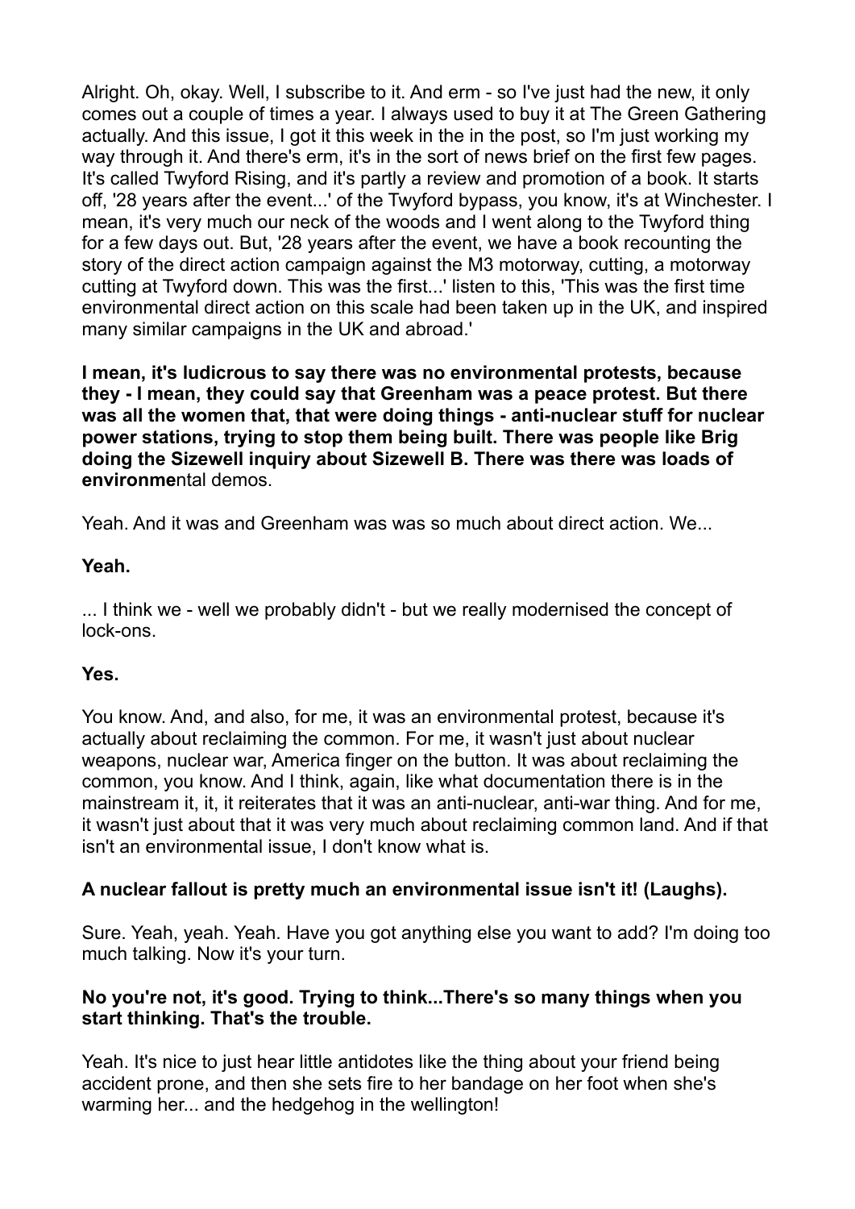Alright. Oh, okay. Well, I subscribe to it. And erm - so I've just had the new, it only comes out a couple of times a year. I always used to buy it at The Green Gathering actually. And this issue, I got it this week in the in the post, so I'm just working my way through it. And there's erm, it's in the sort of news brief on the first few pages. It's called Twyford Rising, and it's partly a review and promotion of a book. It starts off, '28 years after the event...' of the Twyford bypass, you know, it's at Winchester. I mean, it's very much our neck of the woods and I went along to the Twyford thing for a few days out. But, '28 years after the event, we have a book recounting the story of the direct action campaign against the M3 motorway, cutting, a motorway cutting at Twyford down. This was the first...' listen to this, 'This was the first time environmental direct action on this scale had been taken up in the UK, and inspired many similar campaigns in the UK and abroad.'

**I mean, it's ludicrous to say there was no environmental protests, because they - I mean, they could say that Greenham was a peace protest. But there was all the women that, that were doing things - anti-nuclear stuff for nuclear power stations, trying to stop them being built. There was people like Brig doing the Sizewell inquiry about Sizewell B. There was there was loads of environme**ntal demos.

Yeah. And it was and Greenham was was so much about direct action. We...

**Yeah.**

... I think we - well we probably didn't - but we really modernised the concept of lock-ons.

**Yes.**

You know. And, and also, for me, it was an environmental protest, because it's actually about reclaiming the common. For me, it wasn't just about nuclear weapons, nuclear war, America finger on the button. It was about reclaiming the common, you know. And I think, again, like what documentation there is in the mainstream it, it, it reiterates that it was an anti-nuclear, anti-war thing. And for me, it wasn't just about that it was very much about reclaiming common land. And if that isn't an environmental issue, I don't know what is.

**A nuclear fallout is pretty much an environmental issue isn't it! (Laughs).**

Sure. Yeah, yeah. Yeah. Have you got anything else you want to add? I'm doing too much talking. Now it's your turn.

**No you're not, it's good. Trying to think...There's so many things when you start thinking. That's the trouble.**

Yeah. It's nice to just hear little antidotes like the thing about your friend being accident prone, and then she sets fire to her bandage on her foot when she's warming her... and the hedgehog in the wellington!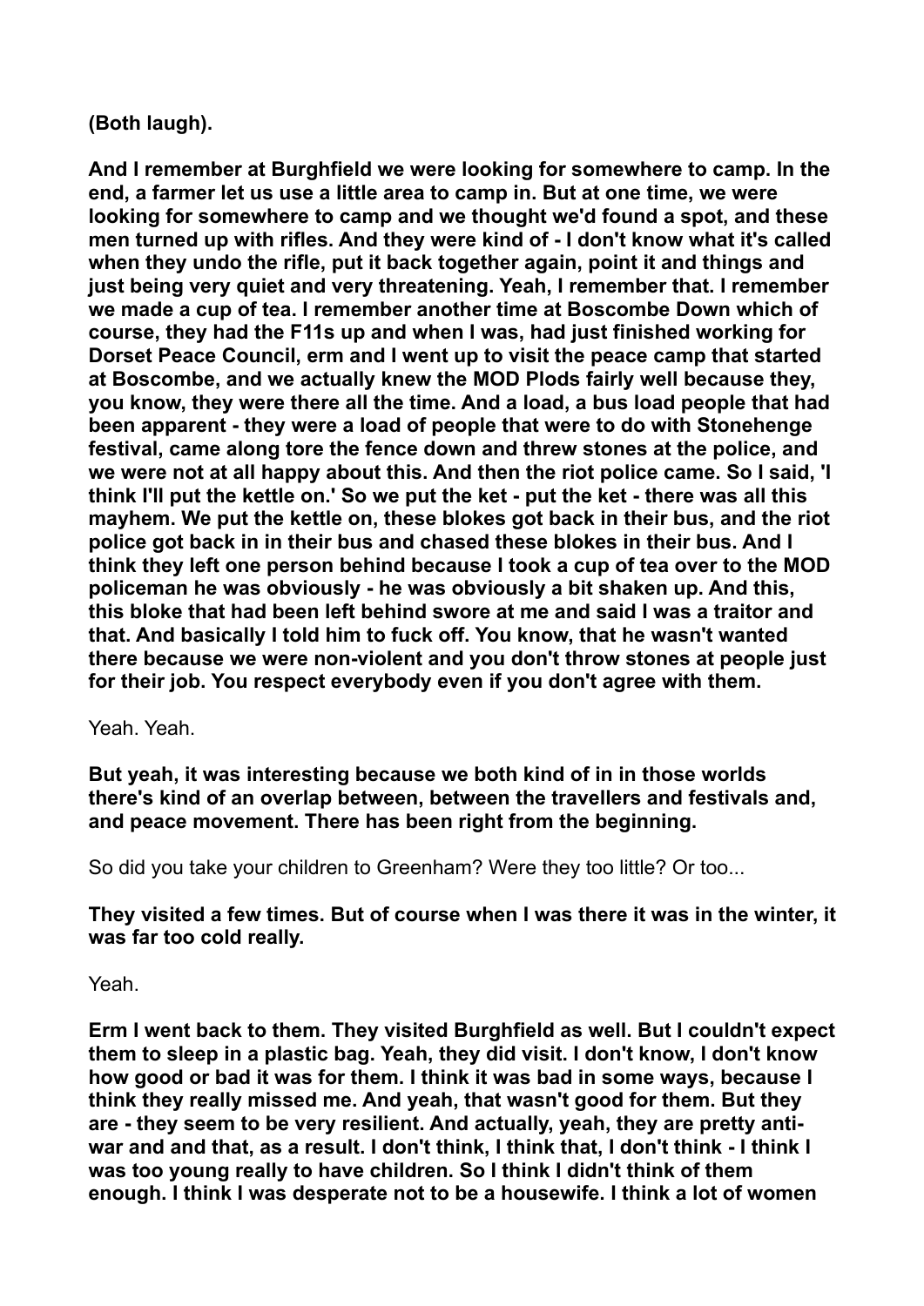**(Both laugh).**

**And I remember at Burghfield we were looking for somewhere to camp. In the end, a farmer let us use a little area to camp in. But at one time, we were looking for somewhere to camp and we thought we'd found a spot, and these men turned up with rifles. And they were kind of - I don't know what it's called when they undo the rifle, put it back together again, point it and things and just being very quiet and very threatening. Yeah, I remember that. I remember we made a cup of tea. I remember another time at Boscombe Down which of course, they had the F11s up and when I was, had just finished working for Dorset Peace Council, erm and I went up to visit the peace camp that started at Boscombe, and we actually knew the MOD Plods fairly well because they, you know, they were there all the time. And a load, a bus load people that had been apparent - they were a load of people that were to do with Stonehenge festival, came along tore the fence down and threw stones at the police, and we were not at all happy about this. And then the riot police came. So I said, 'I think I'll put the kettle on.' So we put the ket - put the ket - there was all this mayhem. We put the kettle on, these blokes got back in their bus, and the riot police got back in in their bus and chased these blokes in their bus. And I think they left one person behind because I took a cup of tea over to the MOD policeman he was obviously - he was obviously a bit shaken up. And this, this bloke that had been left behind swore at me and said I was a traitor and that. And basically I told him to fuck off. You know, that he wasn't wanted there because we were non-violent and you don't throw stones at people just for their job. You respect everybody even if you don't agree with them.**

Yeah. Yeah.

**But yeah, it was interesting because we both kind of in in those worlds there's kind of an overlap between, between the travellers and festivals and, and peace movement. There has been right from the beginning.**

So did you take your children to Greenham? Were they too little? Or too...

**They visited a few times. But of course when I was there it was in the winter, it was far too cold really.**

Yeah.

**Erm I went back to them. They visited Burghfield as well. But I couldn't expect them to sleep in a plastic bag. Yeah, they did visit. I don't know, I don't know how good or bad it was for them. I think it was bad in some ways, because I think they really missed me. And yeah, that wasn't good for them. But they are - they seem to be very resilient. And actually, yeah, they are pretty anti-war and and that, as a result. I don't think, I think that, I don't think - I think I was too young really to have children. So I think I didn't think of them enough. I think I was desperate not to be a housewife. I think a lot of women**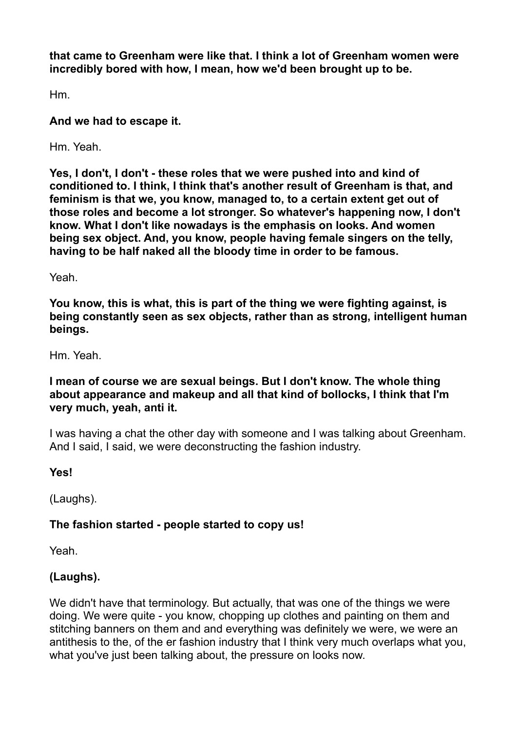**that came to Greenham were like that. I think a lot of Greenham women were incredibly bored with how, I mean, how we'd been brought up to be.**

Hm.

**And we had to escape it.**

Hm. Yeah.

**Yes, I don't, I don't - these roles that we were pushed into and kind of conditioned to. I think, I think that's another result of Greenham is that, and feminism is that we, you know, managed to, to a certain extent get out of those roles and become a lot stronger. So whatever's happening now, I don't know. What I don't like nowadays is the emphasis on looks. And women being sex object. And, you know, people having female singers on the telly, having to be half naked all the bloody time in order to be famous.**

Yeah.

**You know, this is what, this is part of the thing we were fighting against, is being constantly seen as sex objects, rather than as strong, intelligent human beings.**

Hm. Yeah.

**I mean of course we are sexual beings. But I don't know. The whole thing about appearance and makeup and all that kind of bollocks, I think that I'm very much, yeah, anti it.**

I was having a chat the other day with someone and I was talking about Greenham. And I said, I said, we were deconstructing the fashion industry.

**Yes!**

(Laughs).

**The fashion started - people started to copy us!**

Yeah.

**(Laughs).**

We didn't have that terminology. But actually, that was one of the things we were doing. We were quite - you know, chopping up clothes and painting on them and stitching banners on them and and everything was definitely we were, we were an antithesis to the, of the er fashion industry that I think very much overlaps what you, what you've just been talking about, the pressure on looks now.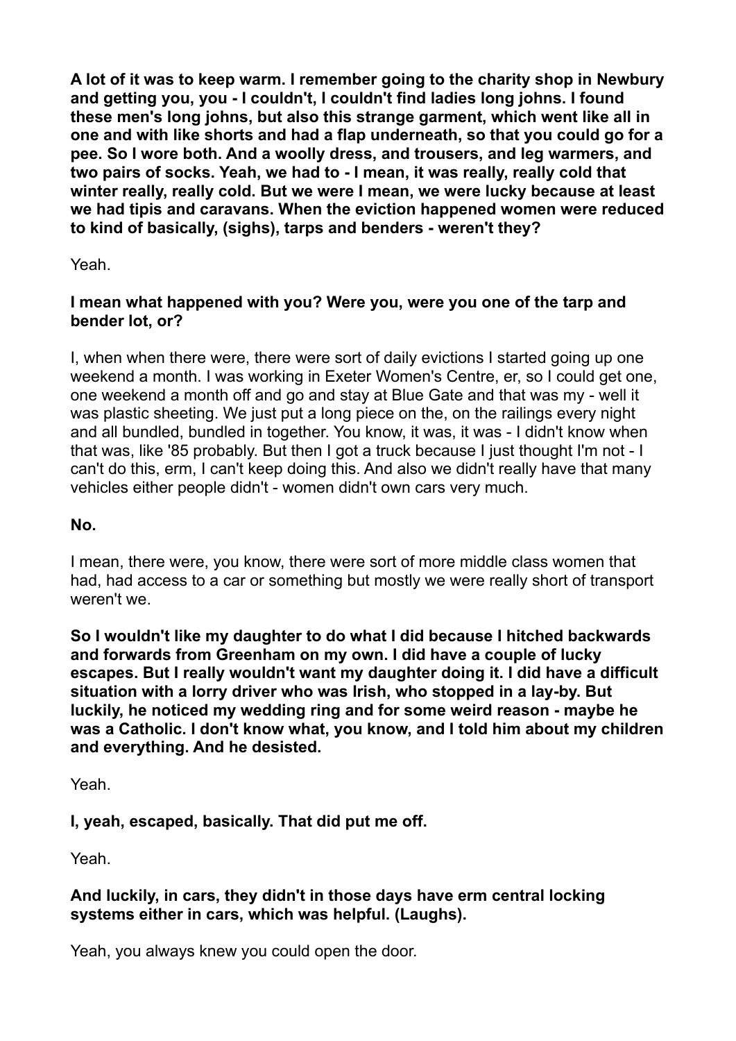**A lot of it was to keep warm. I remember going to the charity shop in Newbury and getting you, you - I couldn't, I couldn't find ladies long johns. I found these men's long johns, but also this strange garment, which went like all in one and with like shorts and had a flap underneath, so that you could go for a pee. So I wore both. And a woolly dress, and trousers, and leg warmers, and two pairs of socks. Yeah, we had to - I mean, it was really, really cold that winter really, really cold. But we were I mean, we were lucky because at least we had tipis and caravans. When the eviction happened women were reduced to kind of basically, (sighs), tarps and benders - weren't they?**

Yeah.

**I mean what happened with you? Were you, were you one of the tarp and bender lot, or?**

I, when when there were, there were sort of daily evictions I started going up one weekend a month. I was working in Exeter Women's Centre, er, so I could get one, one weekend a month off and go and stay at Blue Gate and that was my - well it was plastic sheeting. We just put a long piece on the, on the railings every night and all bundled, bundled in together. You know, it was, it was - I didn't know when that was, like '85 probably. But then I got a truck because I just thought I'm not - I can't do this, erm, I can't keep doing this. And also we didn't really have that many vehicles either people didn't - women didn't own cars very much.

**No.**

I mean, there were, you know, there were sort of more middle class women that had, had access to a car or something but mostly we were really short of transport weren't we.

**So I wouldn't like my daughter to do what I did because I hitched backwards and forwards from Greenham on my own. I did have a couple of lucky escapes. But I really wouldn't want my daughter doing it. I did have a difficult situation with a lorry driver who was Irish, who stopped in a lay-by. But luckily, he noticed my wedding ring and for some weird reason - maybe he was a Catholic. I don't know what, you know, and I told him about my children and everything. And he desisted.**

Yeah.

**I, yeah, escaped, basically. That did put me off.**

Yeah.

**And luckily, in cars, they didn't in those days have erm central locking systems either in cars, which was helpful. (Laughs).**

Yeah, you always knew you could open the door.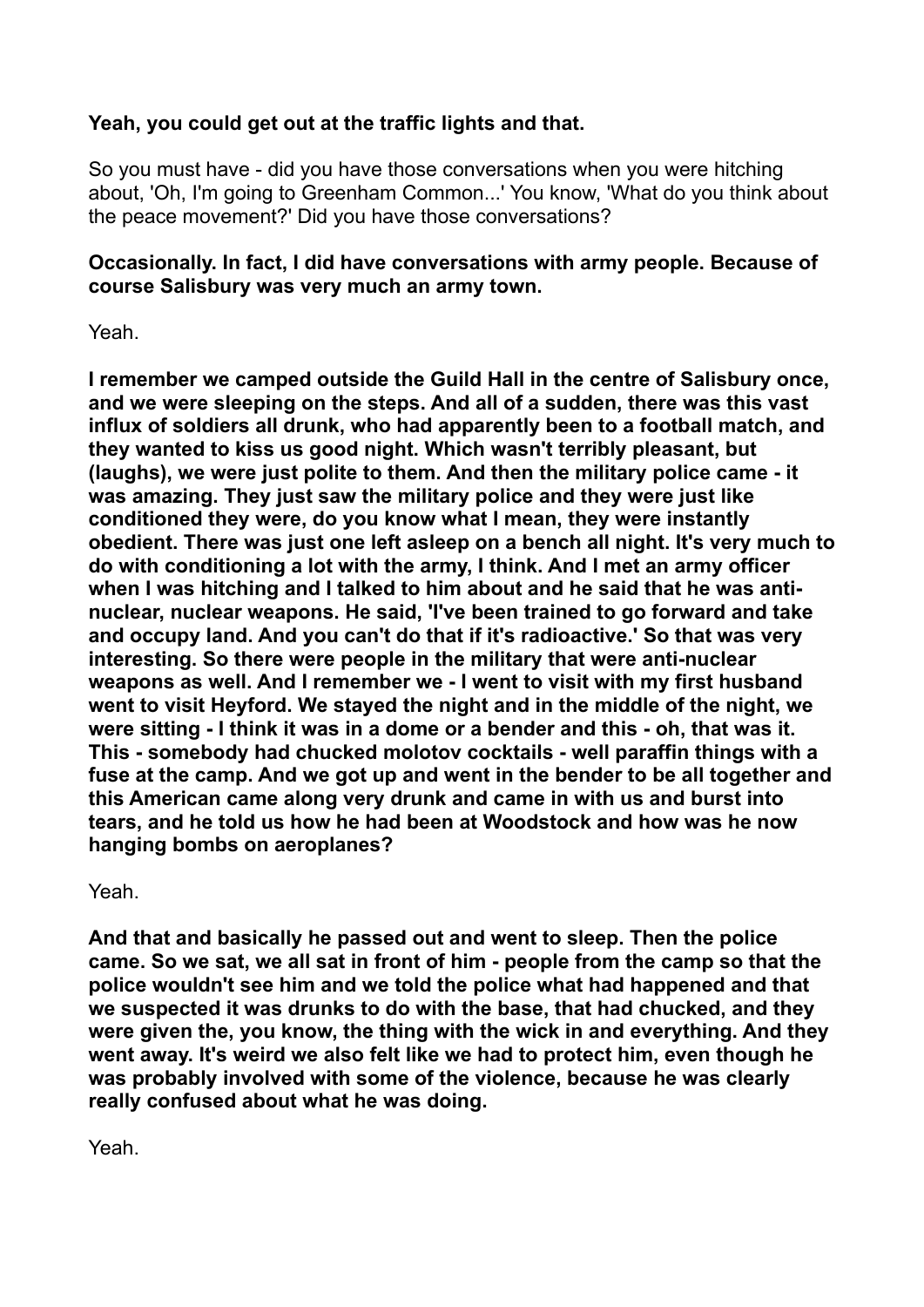**Yeah, you could get out at the traffic lights and that.**

So you must have - did you have those conversations when you were hitching about, 'Oh, I'm going to Greenham Common...' You know, 'What do you think about the peace movement?' Did you have those conversations?

**Occasionally. In fact, I did have conversations with army people. Because of course Salisbury was very much an army town.**

Yeah.

**I remember we camped outside the Guild Hall in the centre of Salisbury once, and we were sleeping on the steps. And all of a sudden, there was this vast influx of soldiers all drunk, who had apparently been to a football match, and they wanted to kiss us good night. Which wasn't terribly pleasant, but (laughs), we were just polite to them. And then the military police came - it was amazing. They just saw the military police and they were just like conditioned they were, do you know what I mean, they were instantly obedient. There was just one left asleep on a bench all night. It's very much to do with conditioning a lot with the army, I think. And I met an army officer when I was hitching and I talked to him about and he said that he was anti-nuclear, nuclear weapons. He said, 'I've been trained to go forward and take and occupy land. And you can't do that if it's radioactive.' So that was very interesting. So there were people in the military that were anti-nuclear weapons as well. And I remember we - I went to visit with my first husband went to visit Heyford. We stayed the night and in the middle of the night, we were sitting - I think it was in a dome or a bender and this - oh, that was it. This - somebody had chucked molotov cocktails - well paraffin things with a fuse at the camp. And we got up and went in the bender to be all together and this American came along very drunk and came in with us and burst into tears, and he told us how he had been at Woodstock and how was he now hanging bombs on aeroplanes?**

Yeah.

**And that and basically he passed out and went to sleep. Then the police came. So we sat, we all sat in front of him - people from the camp so that the police wouldn't see him and we told the police what had happened and that we suspected it was drunks to do with the base, that had chucked, and they were given the, you know, the thing with the wick in and everything. And they went away. It's weird we also felt like we had to protect him, even though he was probably involved with some of the violence, because he was clearly really confused about what he was doing.**

Yeah.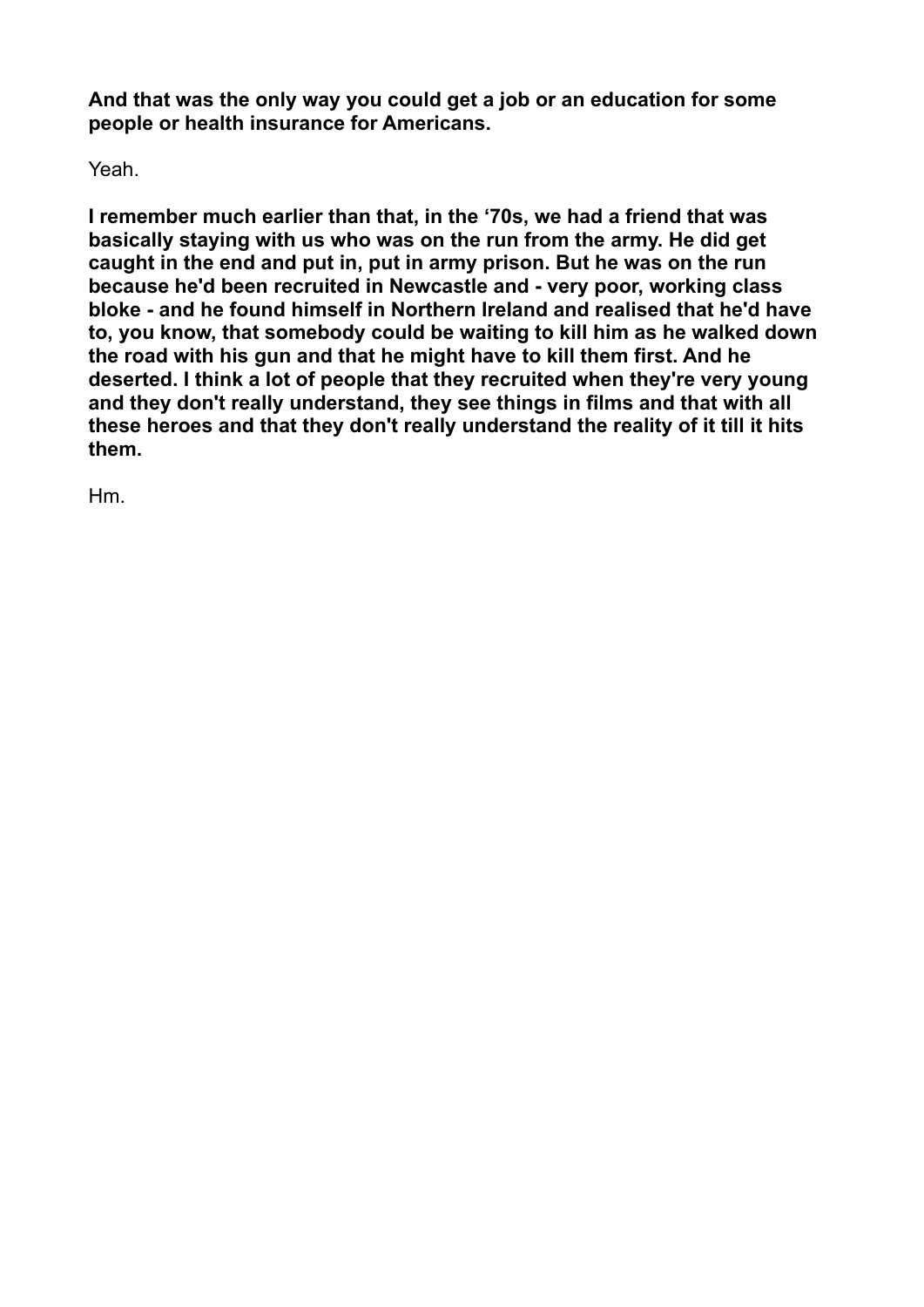**And that was the only way you could get a job or an education for some people or health insurance for Americans.**

Yeah.

**I remember much earlier than that, in the '70s, we had a friend that was basically staying with us who was on the run from the army. He did get caught in the end and put in, put in army prison. But he was on the run because he'd been recruited in Newcastle and - very poor, working class bloke - and he found himself in Northern Ireland and realised that he'd have to, you know, that somebody could be waiting to kill him as he walked down the road with his gun and that he might have to kill them first. And he deserted. I think a lot of people that they recruited when they're very young and they don't really understand, they see things in films and that with all these heroes and that they don't really understand the reality of it till it hits them.**

Hm.